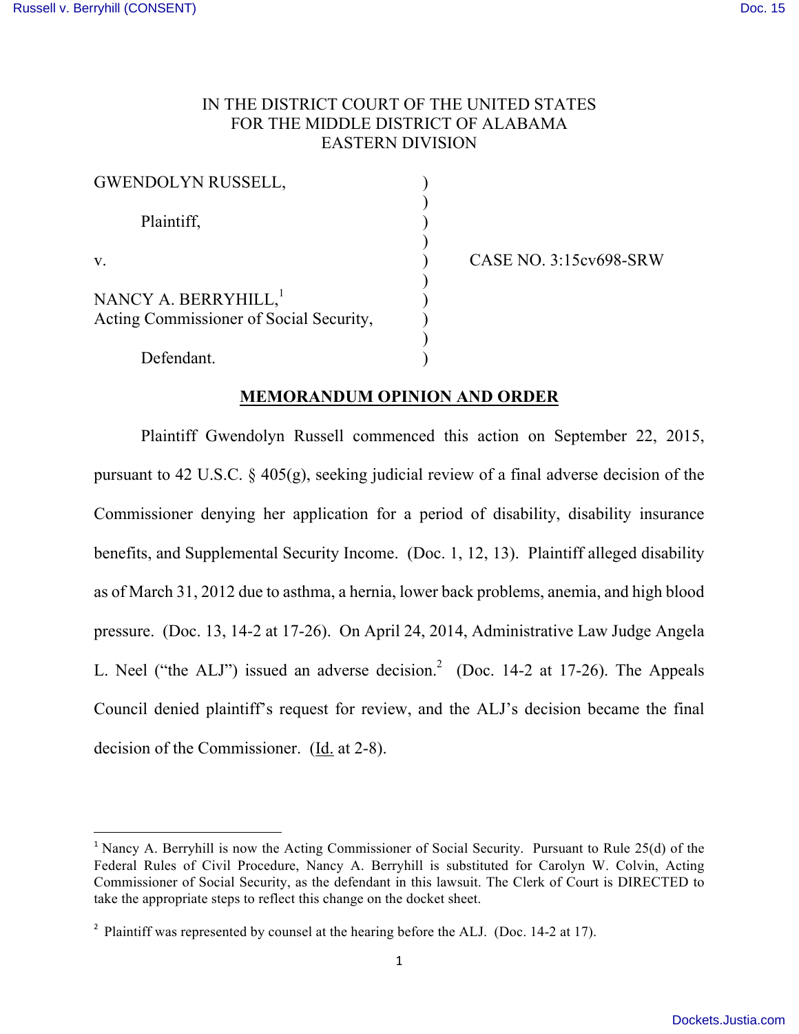IN THE DISTRICT COURT OF THE UNITED STATES
FOR THE MIDDLE DISTRICT OF ALABAMA
EASTERN DIVISION

GWENDOLYN RUSSELL,

Plaintiff,

v. CASE NO. 3:15cv698-SRW

NANCY A. BERRYHILL,[1]
Acting Commissioner of Social Security,

Defendant.

## MEMORANDUM OPINION AND ORDER

Plaintiff Gwendolyn Russell commenced this action on September 22, 2015, pursuant to 42 U.S.C. § 405(g), seeking judicial review of a final adverse decision of the Commissioner denying her application for a period of disability, disability insurance benefits, and Supplemental Security Income. (Doc. 1, 12, 13). Plaintiff alleged disability as of March 31, 2012 due to asthma, a hernia, lower back problems, anemia, and high blood pressure. (Doc. 13, 14-2 at 17-26). On April 24, 2014, Administrative Law Judge Angela L. Neel ("the ALJ") issued an adverse decision.[2] (Doc. 14-2 at 17-26). The Appeals Council denied plaintiff's request for review, and the ALJ's decision became the final decision of the Commissioner. (Id. at 2-8).

---

[1] Nancy A. Berryhill is now the Acting Commissioner of Social Security. Pursuant to Rule 25(d) of the Federal Rules of Civil Procedure, Nancy A. Berryhill is substituted for Carolyn W. Colvin, Acting Commissioner of Social Security, as the defendant in this lawsuit. The Clerk of Court is DIRECTED to take the appropriate steps to reflect this change on the docket sheet.

[2] Plaintiff was represented by counsel at the hearing before the ALJ. (Doc. 14-2 at 17).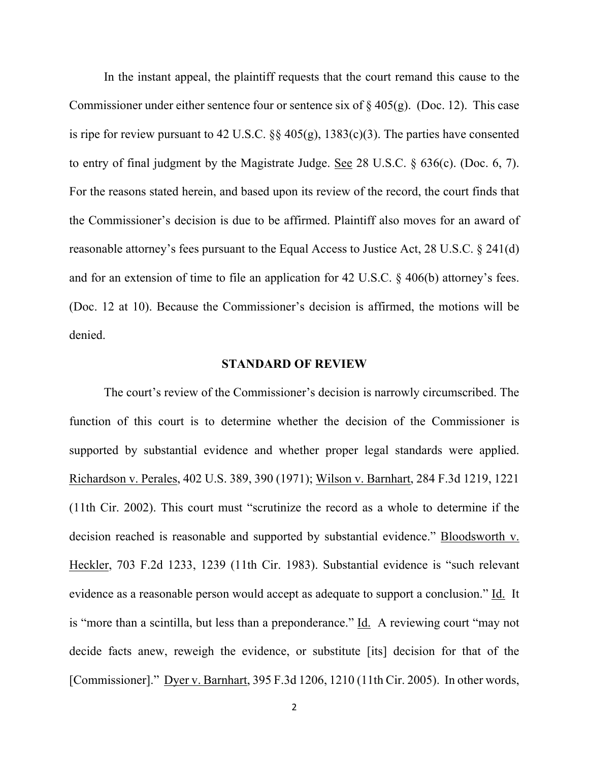In the instant appeal, the plaintiff requests that the court remand this cause to the Commissioner under either sentence four or sentence six of § 405(g). (Doc. 12). This case is ripe for review pursuant to 42 U.S.C. §§ 405(g), 1383(c)(3). The parties have consented to entry of final judgment by the Magistrate Judge. See 28 U.S.C. § 636(c). (Doc. 6, 7). For the reasons stated herein, and based upon its review of the record, the court finds that the Commissioner's decision is due to be affirmed. Plaintiff also moves for an award of reasonable attorney's fees pursuant to the Equal Access to Justice Act, 28 U.S.C. § 241(d) and for an extension of time to file an application for 42 U.S.C. § 406(b) attorney's fees. (Doc. 12 at 10). Because the Commissioner's decision is affirmed, the motions will be denied.

## STANDARD OF REVIEW

The court's review of the Commissioner's decision is narrowly circumscribed. The function of this court is to determine whether the decision of the Commissioner is supported by substantial evidence and whether proper legal standards were applied. Richardson v. Perales, 402 U.S. 389, 390 (1971); Wilson v. Barnhart, 284 F.3d 1219, 1221 (11th Cir. 2002). This court must "scrutinize the record as a whole to determine if the decision reached is reasonable and supported by substantial evidence." Bloodsworth v. Heckler, 703 F.2d 1233, 1239 (11th Cir. 1983). Substantial evidence is "such relevant evidence as a reasonable person would accept as adequate to support a conclusion." Id. It is "more than a scintilla, but less than a preponderance." Id. A reviewing court "may not decide facts anew, reweigh the evidence, or substitute [its] decision for that of the [Commissioner]." Dyer v. Barnhart, 395 F.3d 1206, 1210 (11th Cir. 2005). In other words,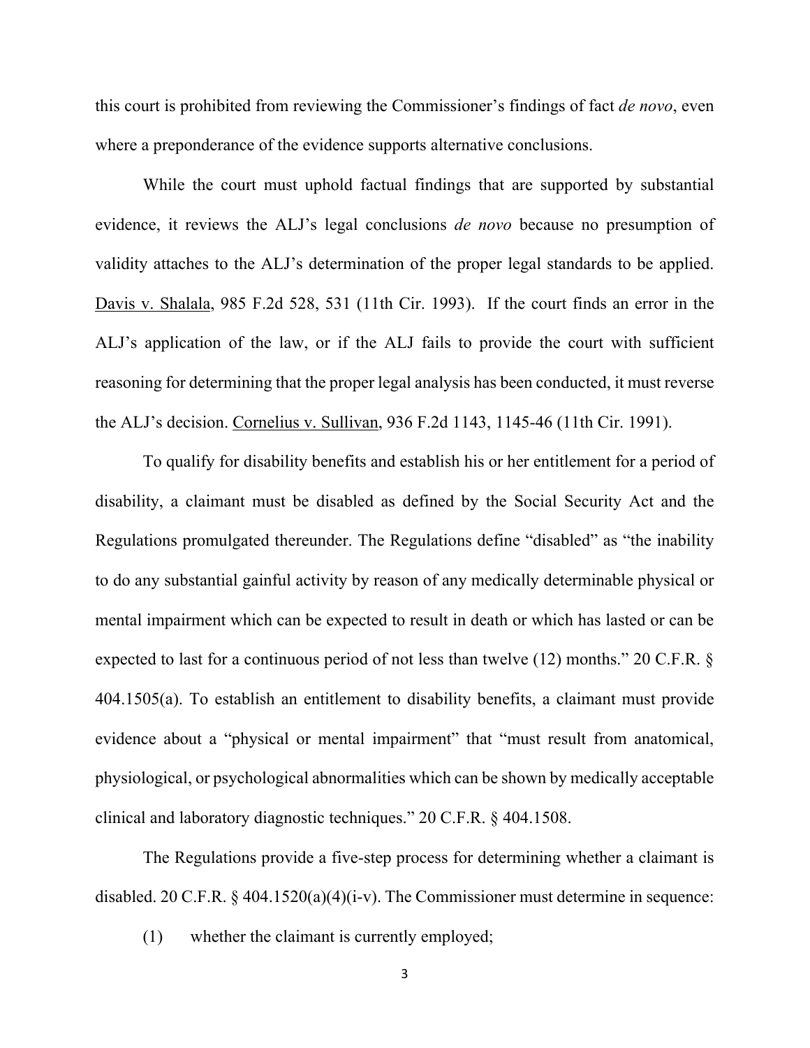this court is prohibited from reviewing the Commissioner's findings of fact *de novo*, even where a preponderance of the evidence supports alternative conclusions.

While the court must uphold factual findings that are supported by substantial evidence, it reviews the ALJ's legal conclusions *de novo* because no presumption of validity attaches to the ALJ's determination of the proper legal standards to be applied. Davis v. Shalala, 985 F.2d 528, 531 (11th Cir. 1993). If the court finds an error in the ALJ's application of the law, or if the ALJ fails to provide the court with sufficient reasoning for determining that the proper legal analysis has been conducted, it must reverse the ALJ's decision. Cornelius v. Sullivan, 936 F.2d 1143, 1145-46 (11th Cir. 1991).

To qualify for disability benefits and establish his or her entitlement for a period of disability, a claimant must be disabled as defined by the Social Security Act and the Regulations promulgated thereunder. The Regulations define "disabled" as "the inability to do any substantial gainful activity by reason of any medically determinable physical or mental impairment which can be expected to result in death or which has lasted or can be expected to last for a continuous period of not less than twelve (12) months." 20 C.F.R. § 404.1505(a). To establish an entitlement to disability benefits, a claimant must provide evidence about a "physical or mental impairment" that "must result from anatomical, physiological, or psychological abnormalities which can be shown by medically acceptable clinical and laboratory diagnostic techniques." 20 C.F.R. § 404.1508.

The Regulations provide a five-step process for determining whether a claimant is disabled. 20 C.F.R. § 404.1520(a)(4)(i-v). The Commissioner must determine in sequence:

(1) whether the claimant is currently employed;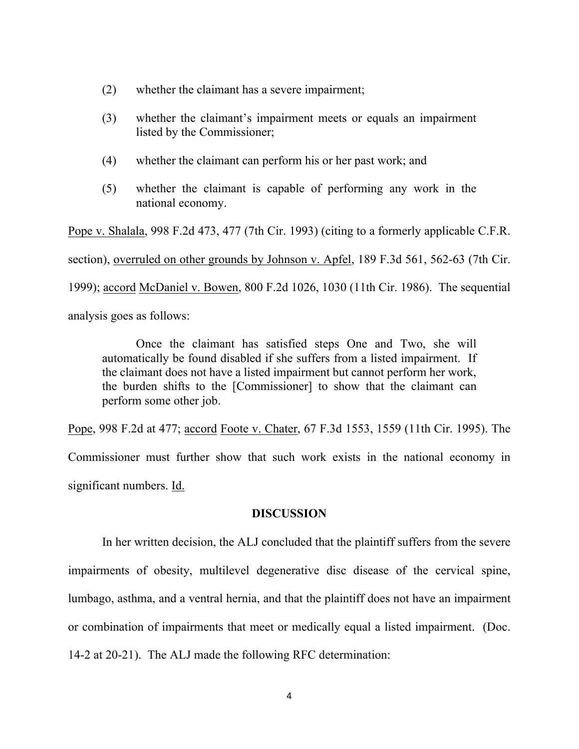(2) whether the claimant has a severe impairment;

(3) whether the claimant's impairment meets or equals an impairment listed by the Commissioner;

(4) whether the claimant can perform his or her past work; and

(5) whether the claimant is capable of performing any work in the national economy.

Pope v. Shalala, 998 F.2d 473, 477 (7th Cir. 1993) (citing to a formerly applicable C.F.R. section), overruled on other grounds by Johnson v. Apfel, 189 F.3d 561, 562-63 (7th Cir. 1999); accord McDaniel v. Bowen, 800 F.2d 1026, 1030 (11th Cir. 1986). The sequential analysis goes as follows:

> Once the claimant has satisfied steps One and Two, she will automatically be found disabled if she suffers from a listed impairment. If the claimant does not have a listed impairment but cannot perform her work, the burden shifts to the [Commissioner] to show that the claimant can perform some other job.

Pope, 998 F.2d at 477; accord Foote v. Chater, 67 F.3d 1553, 1559 (11th Cir. 1995). The Commissioner must further show that such work exists in the national economy in significant numbers. Id.

## DISCUSSION

In her written decision, the ALJ concluded that the plaintiff suffers from the severe impairments of obesity, multilevel degenerative disc disease of the cervical spine, lumbago, asthma, and a ventral hernia, and that the plaintiff does not have an impairment or combination of impairments that meet or medically equal a listed impairment. (Doc. 14-2 at 20-21). The ALJ made the following RFC determination: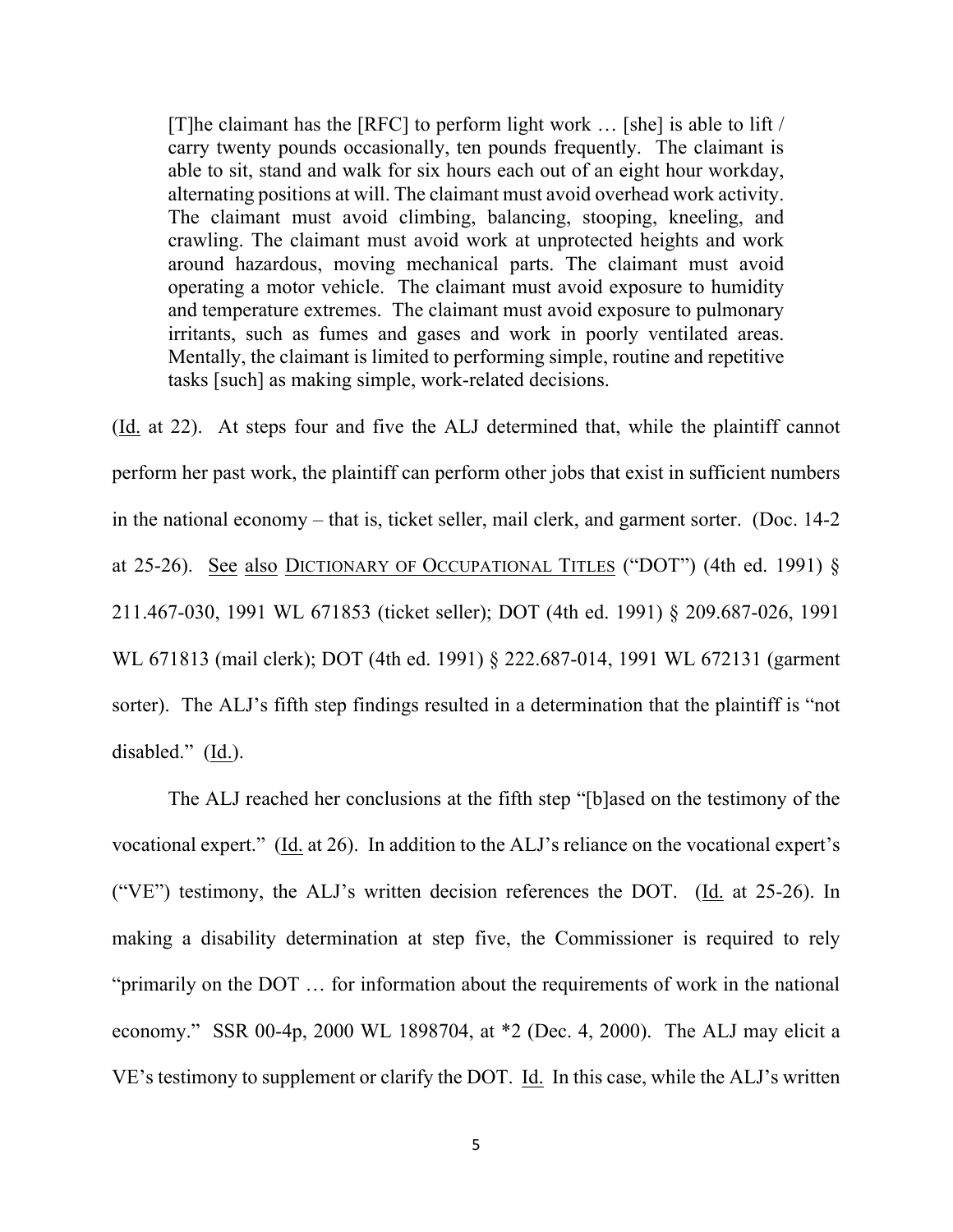> [T]he claimant has the [RFC] to perform light work … [she] is able to lift / carry twenty pounds occasionally, ten pounds frequently. The claimant is able to sit, stand and walk for six hours each out of an eight hour workday, alternating positions at will. The claimant must avoid overhead work activity. The claimant must avoid climbing, balancing, stooping, kneeling, and crawling. The claimant must avoid work at unprotected heights and work around hazardous, moving mechanical parts. The claimant must avoid operating a motor vehicle. The claimant must avoid exposure to humidity and temperature extremes. The claimant must avoid exposure to pulmonary irritants, such as fumes and gases and work in poorly ventilated areas. Mentally, the claimant is limited to performing simple, routine and repetitive tasks [such] as making simple, work-related decisions.

(Id. at 22). At steps four and five the ALJ determined that, while the plaintiff cannot perform her past work, the plaintiff can perform other jobs that exist in sufficient numbers in the national economy – that is, ticket seller, mail clerk, and garment sorter. (Doc. 14-2 at 25-26). See also DICTIONARY OF OCCUPATIONAL TITLES ("DOT") (4th ed. 1991) § 211.467-030, 1991 WL 671853 (ticket seller); DOT (4th ed. 1991) § 209.687-026, 1991 WL 671813 (mail clerk); DOT (4th ed. 1991) § 222.687-014, 1991 WL 672131 (garment sorter). The ALJ's fifth step findings resulted in a determination that the plaintiff is "not disabled." (Id.).

The ALJ reached her conclusions at the fifth step "[b]ased on the testimony of the vocational expert." (Id. at 26). In addition to the ALJ's reliance on the vocational expert's ("VE") testimony, the ALJ's written decision references the DOT. (Id. at 25-26). In making a disability determination at step five, the Commissioner is required to rely "primarily on the DOT … for information about the requirements of work in the national economy." SSR 00-4p, 2000 WL 1898704, at *2 (Dec. 4, 2000). The ALJ may elicit a VE's testimony to supplement or clarify the DOT. Id. In this case, while the ALJ's written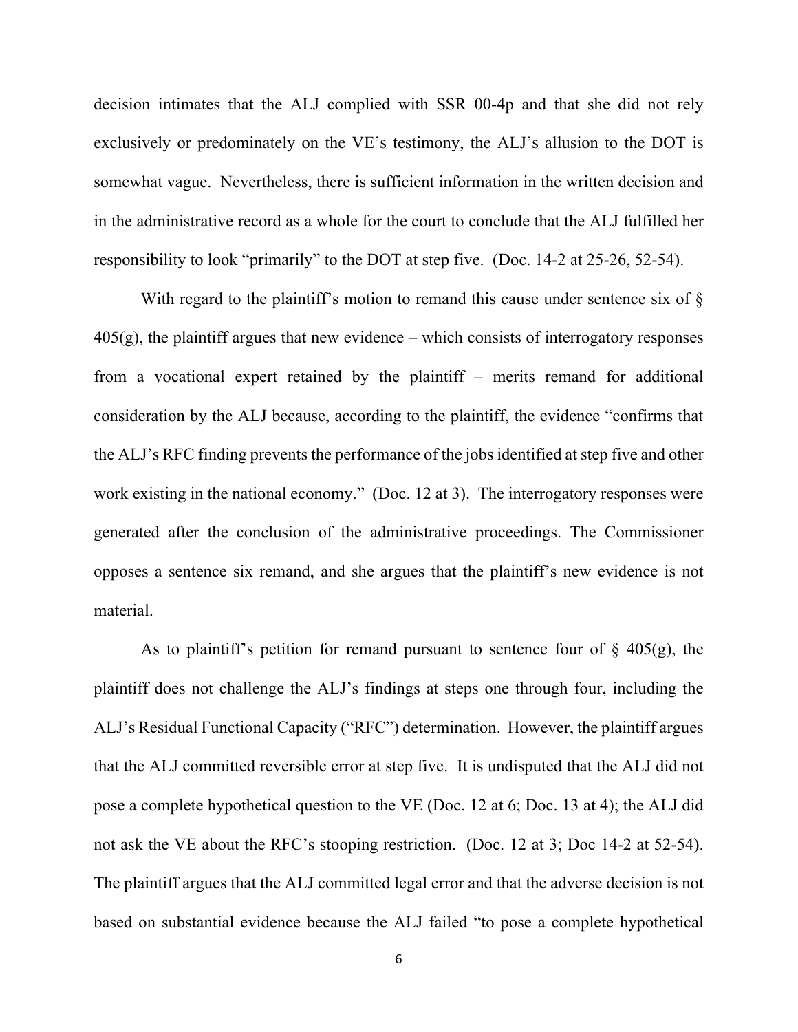decision intimates that the ALJ complied with SSR 00-4p and that she did not rely exclusively or predominately on the VE's testimony, the ALJ's allusion to the DOT is somewhat vague. Nevertheless, there is sufficient information in the written decision and in the administrative record as a whole for the court to conclude that the ALJ fulfilled her responsibility to look "primarily" to the DOT at step five. (Doc. 14-2 at 25-26, 52-54).

With regard to the plaintiff's motion to remand this cause under sentence six of § 405(g), the plaintiff argues that new evidence – which consists of interrogatory responses from a vocational expert retained by the plaintiff – merits remand for additional consideration by the ALJ because, according to the plaintiff, the evidence "confirms that the ALJ's RFC finding prevents the performance of the jobs identified at step five and other work existing in the national economy." (Doc. 12 at 3). The interrogatory responses were generated after the conclusion of the administrative proceedings. The Commissioner opposes a sentence six remand, and she argues that the plaintiff's new evidence is not material.

As to plaintiff's petition for remand pursuant to sentence four of § 405(g), the plaintiff does not challenge the ALJ's findings at steps one through four, including the ALJ's Residual Functional Capacity ("RFC") determination. However, the plaintiff argues that the ALJ committed reversible error at step five. It is undisputed that the ALJ did not pose a complete hypothetical question to the VE (Doc. 12 at 6; Doc. 13 at 4); the ALJ did not ask the VE about the RFC's stooping restriction. (Doc. 12 at 3; Doc 14-2 at 52-54). The plaintiff argues that the ALJ committed legal error and that the adverse decision is not based on substantial evidence because the ALJ failed "to pose a complete hypothetical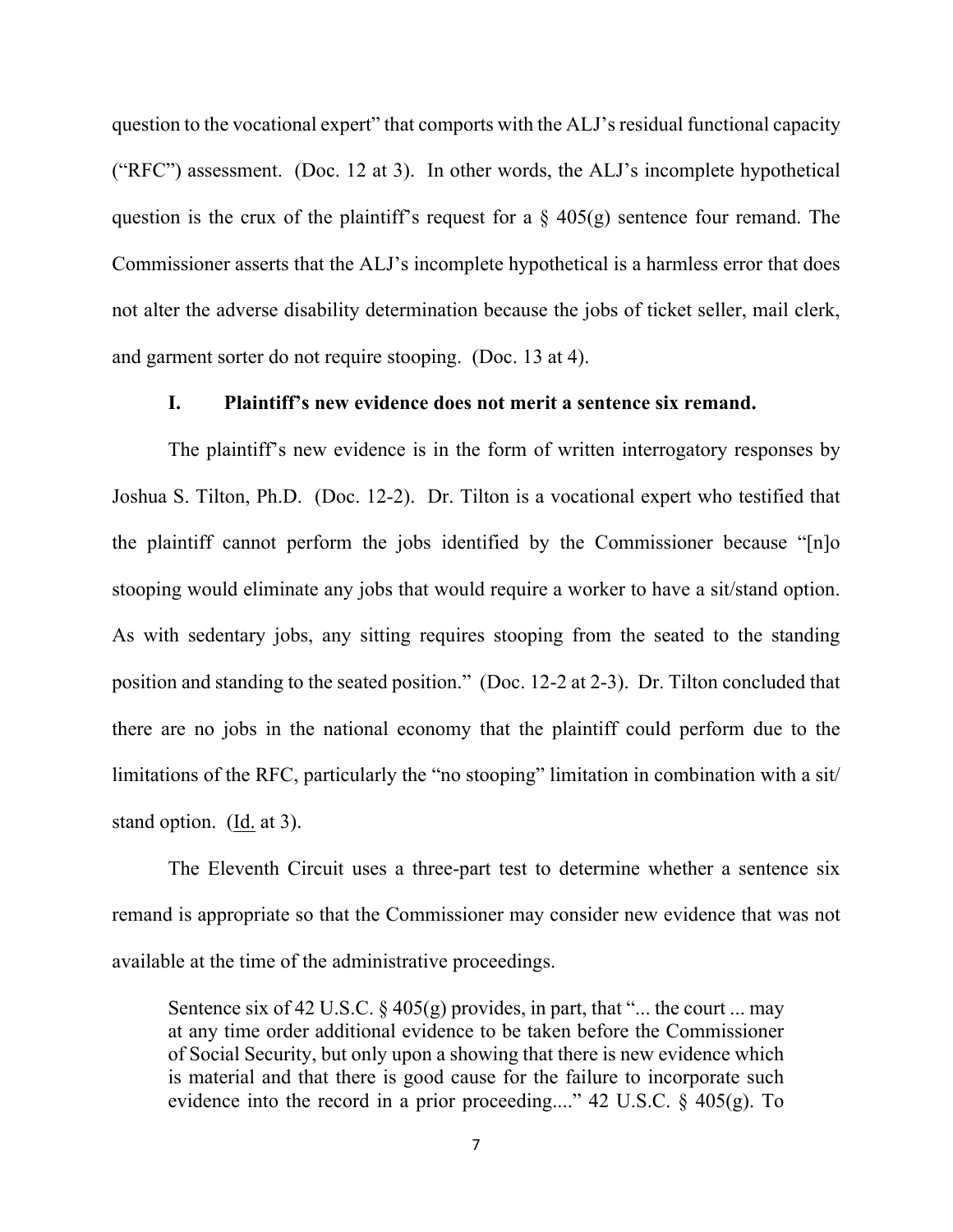question to the vocational expert" that comports with the ALJ's residual functional capacity ("RFC") assessment. (Doc. 12 at 3). In other words, the ALJ's incomplete hypothetical question is the crux of the plaintiff's request for a § 405(g) sentence four remand. The Commissioner asserts that the ALJ's incomplete hypothetical is a harmless error that does not alter the adverse disability determination because the jobs of ticket seller, mail clerk, and garment sorter do not require stooping. (Doc. 13 at 4).

## I. Plaintiff's new evidence does not merit a sentence six remand.

The plaintiff's new evidence is in the form of written interrogatory responses by Joshua S. Tilton, Ph.D. (Doc. 12-2). Dr. Tilton is a vocational expert who testified that the plaintiff cannot perform the jobs identified by the Commissioner because "[n]o stooping would eliminate any jobs that would require a worker to have a sit/stand option. As with sedentary jobs, any sitting requires stooping from the seated to the standing position and standing to the seated position." (Doc. 12-2 at 2-3). Dr. Tilton concluded that there are no jobs in the national economy that the plaintiff could perform due to the limitations of the RFC, particularly the "no stooping" limitation in combination with a sit/ stand option. (Id. at 3).

The Eleventh Circuit uses a three-part test to determine whether a sentence six remand is appropriate so that the Commissioner may consider new evidence that was not available at the time of the administrative proceedings.

> Sentence six of 42 U.S.C. § 405(g) provides, in part, that "... the court ... may at any time order additional evidence to be taken before the Commissioner of Social Security, but only upon a showing that there is new evidence which is material and that there is good cause for the failure to incorporate such evidence into the record in a prior proceeding...." 42 U.S.C. § 405(g). To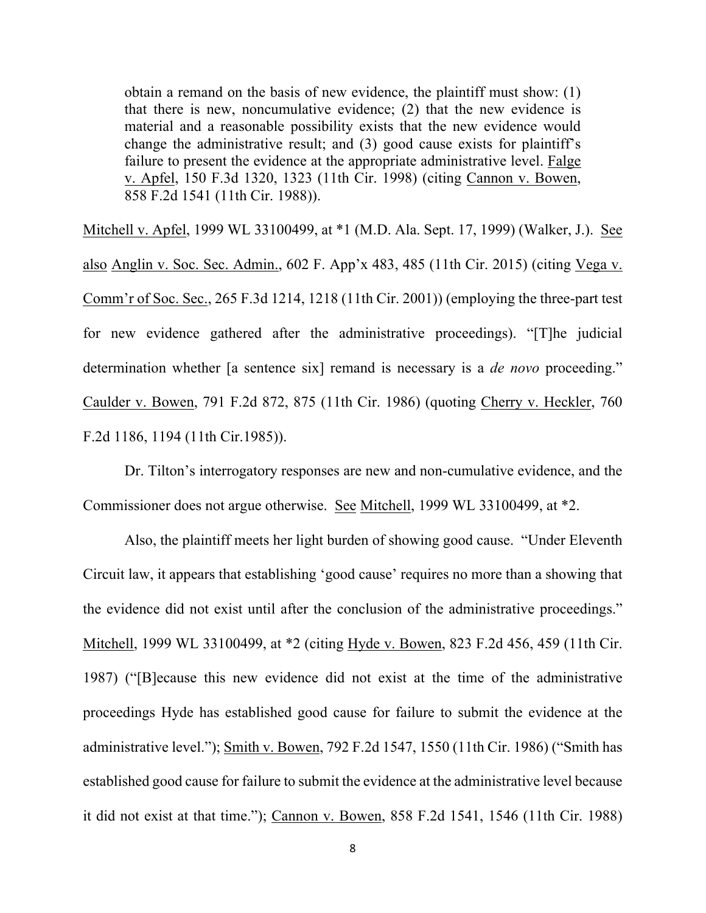> obtain a remand on the basis of new evidence, the plaintiff must show: (1) that there is new, noncumulative evidence; (2) that the new evidence is material and a reasonable possibility exists that the new evidence would change the administrative result; and (3) good cause exists for plaintiff's failure to present the evidence at the appropriate administrative level. Falge v. Apfel, 150 F.3d 1320, 1323 (11th Cir. 1998) (citing Cannon v. Bowen, 858 F.2d 1541 (11th Cir. 1988)).

Mitchell v. Apfel, 1999 WL 33100499, at *1 (M.D. Ala. Sept. 17, 1999) (Walker, J.). See also Anglin v. Soc. Sec. Admin., 602 F. App'x 483, 485 (11th Cir. 2015) (citing Vega v. Comm'r of Soc. Sec., 265 F.3d 1214, 1218 (11th Cir. 2001)) (employing the three-part test for new evidence gathered after the administrative proceedings). "[T]he judicial determination whether [a sentence six] remand is necessary is a *de novo* proceeding." Caulder v. Bowen, 791 F.2d 872, 875 (11th Cir. 1986) (quoting Cherry v. Heckler, 760 F.2d 1186, 1194 (11th Cir.1985)).

Dr. Tilton's interrogatory responses are new and non-cumulative evidence, and the Commissioner does not argue otherwise. See Mitchell, 1999 WL 33100499, at *2.

Also, the plaintiff meets her light burden of showing good cause. "Under Eleventh Circuit law, it appears that establishing 'good cause' requires no more than a showing that the evidence did not exist until after the conclusion of the administrative proceedings." Mitchell, 1999 WL 33100499, at *2 (citing Hyde v. Bowen, 823 F.2d 456, 459 (11th Cir. 1987) ("[B]ecause this new evidence did not exist at the time of the administrative proceedings Hyde has established good cause for failure to submit the evidence at the administrative level."); Smith v. Bowen, 792 F.2d 1547, 1550 (11th Cir. 1986) ("Smith has established good cause for failure to submit the evidence at the administrative level because it did not exist at that time."); Cannon v. Bowen, 858 F.2d 1541, 1546 (11th Cir. 1988)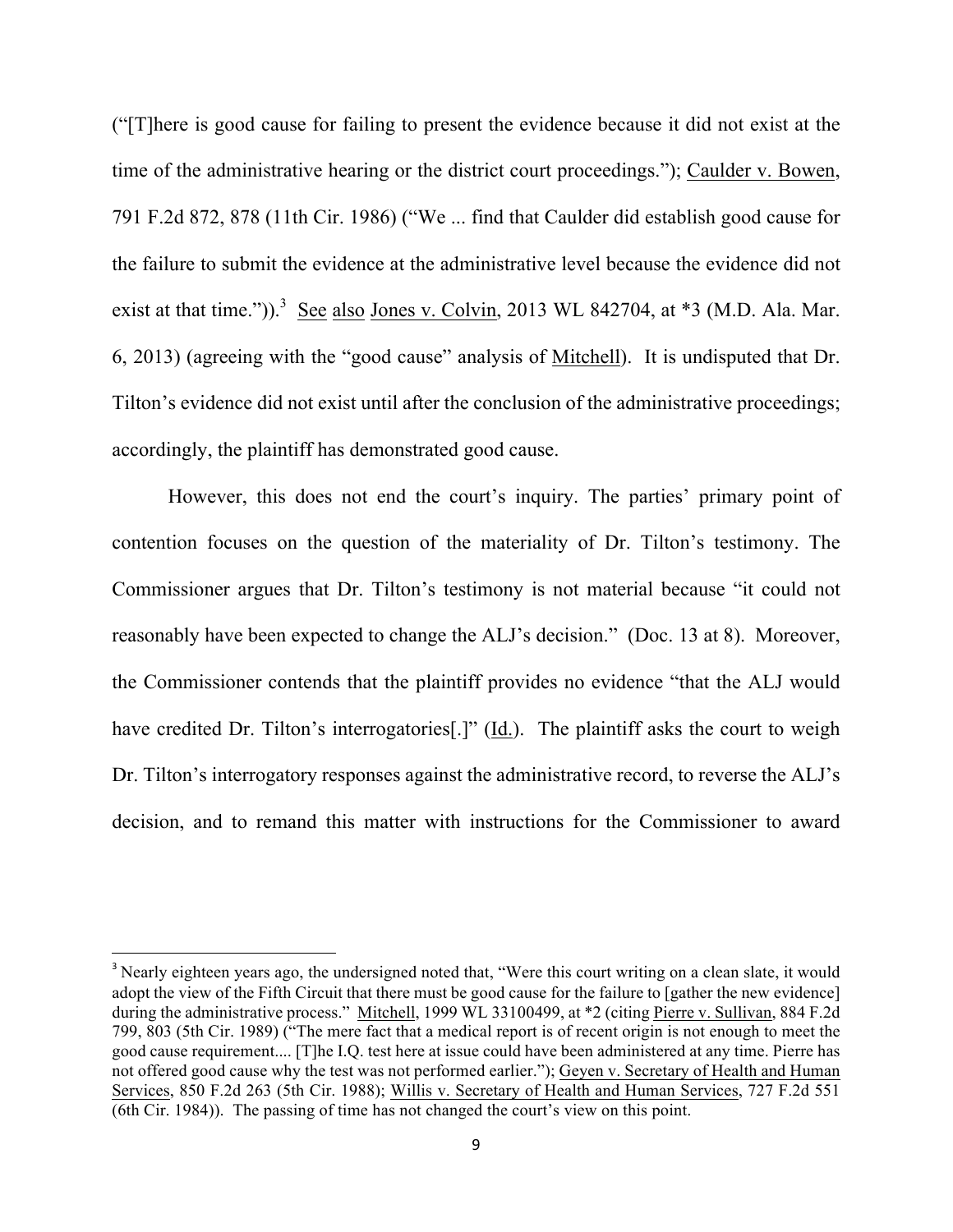("[T]here is good cause for failing to present the evidence because it did not exist at the time of the administrative hearing or the district court proceedings."); Caulder v. Bowen, 791 F.2d 872, 878 (11th Cir. 1986) ("We ... find that Caulder did establish good cause for the failure to submit the evidence at the administrative level because the evidence did not exist at that time.")).[3] See also Jones v. Colvin, 2013 WL 842704, at *3 (M.D. Ala. Mar. 6, 2013) (agreeing with the "good cause" analysis of Mitchell). It is undisputed that Dr. Tilton's evidence did not exist until after the conclusion of the administrative proceedings; accordingly, the plaintiff has demonstrated good cause.

However, this does not end the court's inquiry. The parties' primary point of contention focuses on the question of the materiality of Dr. Tilton's testimony. The Commissioner argues that Dr. Tilton's testimony is not material because "it could not reasonably have been expected to change the ALJ's decision." (Doc. 13 at 8). Moreover, the Commissioner contends that the plaintiff provides no evidence "that the ALJ would have credited Dr. Tilton's interrogatories[.]" (Id.). The plaintiff asks the court to weigh Dr. Tilton's interrogatory responses against the administrative record, to reverse the ALJ's decision, and to remand this matter with instructions for the Commissioner to award

[3] Nearly eighteen years ago, the undersigned noted that, "Were this court writing on a clean slate, it would adopt the view of the Fifth Circuit that there must be good cause for the failure to [gather the new evidence] during the administrative process." Mitchell, 1999 WL 33100499, at *2 (citing Pierre v. Sullivan, 884 F.2d 799, 803 (5th Cir. 1989) ("The mere fact that a medical report is of recent origin is not enough to meet the good cause requirement.... [T]he I.Q. test here at issue could have been administered at any time. Pierre has not offered good cause why the test was not performed earlier."); Geyen v. Secretary of Health and Human Services, 850 F.2d 263 (5th Cir. 1988); Willis v. Secretary of Health and Human Services, 727 F.2d 551 (6th Cir. 1984)). The passing of time has not changed the court's view on this point.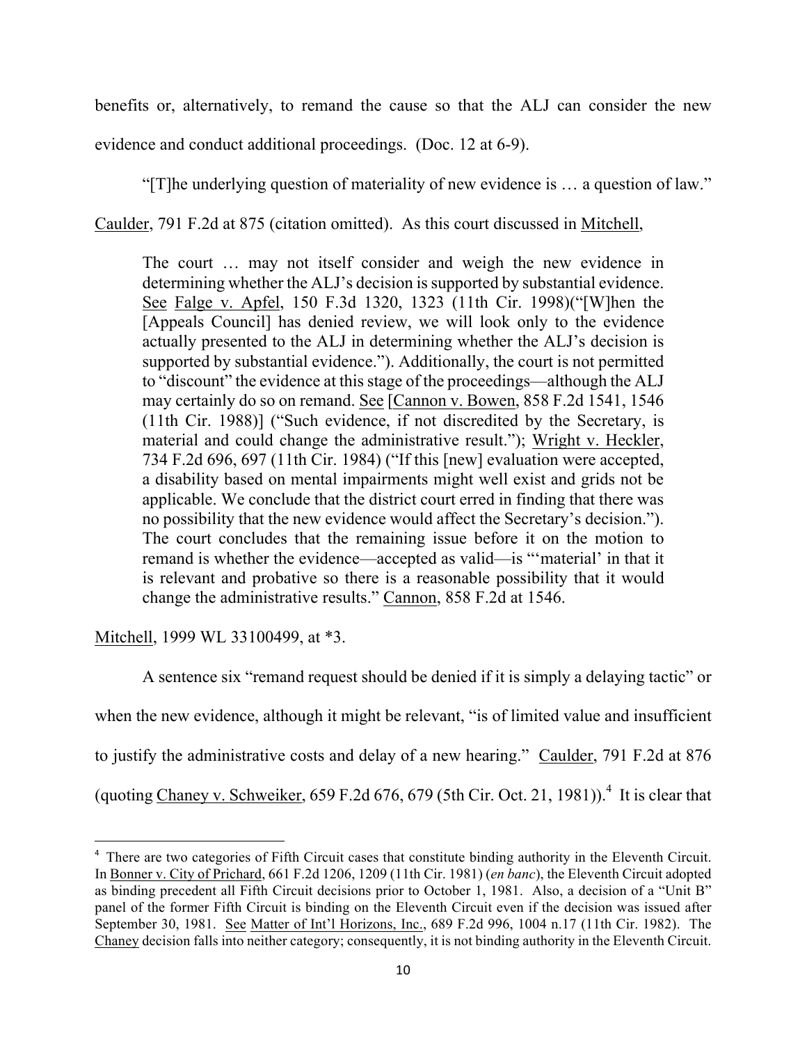benefits or, alternatively, to remand the cause so that the ALJ can consider the new evidence and conduct additional proceedings. (Doc. 12 at 6-9).

"[T]he underlying question of materiality of new evidence is … a question of law." Caulder, 791 F.2d at 875 (citation omitted). As this court discussed in Mitchell,

> The court … may not itself consider and weigh the new evidence in determining whether the ALJ's decision is supported by substantial evidence. See Falge v. Apfel, 150 F.3d 1320, 1323 (11th Cir. 1998)("[W]hen the [Appeals Council] has denied review, we will look only to the evidence actually presented to the ALJ in determining whether the ALJ's decision is supported by substantial evidence."). Additionally, the court is not permitted to "discount" the evidence at this stage of the proceedings—although the ALJ may certainly do so on remand. See [Cannon v. Bowen, 858 F.2d 1541, 1546 (11th Cir. 1988)] ("Such evidence, if not discredited by the Secretary, is material and could change the administrative result."); Wright v. Heckler, 734 F.2d 696, 697 (11th Cir. 1984) ("If this [new] evaluation were accepted, a disability based on mental impairments might well exist and grids not be applicable. We conclude that the district court erred in finding that there was no possibility that the new evidence would affect the Secretary's decision."). The court concludes that the remaining issue before it on the motion to remand is whether the evidence—accepted as valid—is "'material' in that it is relevant and probative so there is a reasonable possibility that it would change the administrative results." Cannon, 858 F.2d at 1546.

Mitchell, 1999 WL 33100499, at *3.

A sentence six "remand request should be denied if it is simply a delaying tactic" or when the new evidence, although it might be relevant, "is of limited value and insufficient to justify the administrative costs and delay of a new hearing." Caulder, 791 F.2d at 876 (quoting Chaney v. Schweiker, 659 F.2d 676, 679 (5th Cir. Oct. 21, 1981)).[4] It is clear that

---

[4] There are two categories of Fifth Circuit cases that constitute binding authority in the Eleventh Circuit. In Bonner v. City of Prichard, 661 F.2d 1206, 1209 (11th Cir. 1981) (*en banc*), the Eleventh Circuit adopted as binding precedent all Fifth Circuit decisions prior to October 1, 1981. Also, a decision of a "Unit B" panel of the former Fifth Circuit is binding on the Eleventh Circuit even if the decision was issued after September 30, 1981. See Matter of Int'l Horizons, Inc., 689 F.2d 996, 1004 n.17 (11th Cir. 1982). The Chaney decision falls into neither category; consequently, it is not binding authority in the Eleventh Circuit.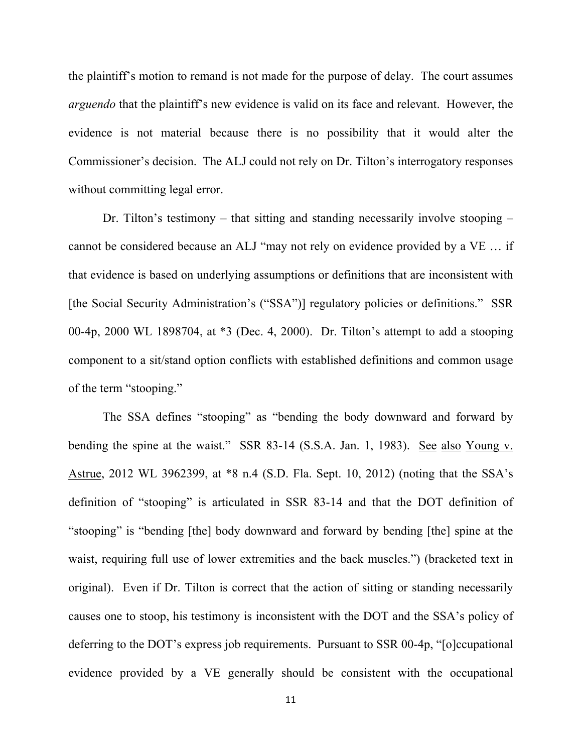the plaintiff's motion to remand is not made for the purpose of delay. The court assumes *arguendo* that the plaintiff's new evidence is valid on its face and relevant. However, the evidence is not material because there is no possibility that it would alter the Commissioner's decision. The ALJ could not rely on Dr. Tilton's interrogatory responses without committing legal error.

Dr. Tilton's testimony – that sitting and standing necessarily involve stooping – cannot be considered because an ALJ "may not rely on evidence provided by a VE … if that evidence is based on underlying assumptions or definitions that are inconsistent with [the Social Security Administration's ("SSA")] regulatory policies or definitions." SSR 00-4p, 2000 WL 1898704, at *3 (Dec. 4, 2000). Dr. Tilton's attempt to add a stooping component to a sit/stand option conflicts with established definitions and common usage of the term "stooping."

The SSA defines "stooping" as "bending the body downward and forward by bending the spine at the waist." SSR 83-14 (S.S.A. Jan. 1, 1983). See also Young v. Astrue, 2012 WL 3962399, at *8 n.4 (S.D. Fla. Sept. 10, 2012) (noting that the SSA's definition of "stooping" is articulated in SSR 83-14 and that the DOT definition of "stooping" is "bending [the] body downward and forward by bending [the] spine at the waist, requiring full use of lower extremities and the back muscles.") (bracketed text in original). Even if Dr. Tilton is correct that the action of sitting or standing necessarily causes one to stoop, his testimony is inconsistent with the DOT and the SSA's policy of deferring to the DOT's express job requirements. Pursuant to SSR 00-4p, "[o]ccupational evidence provided by a VE generally should be consistent with the occupational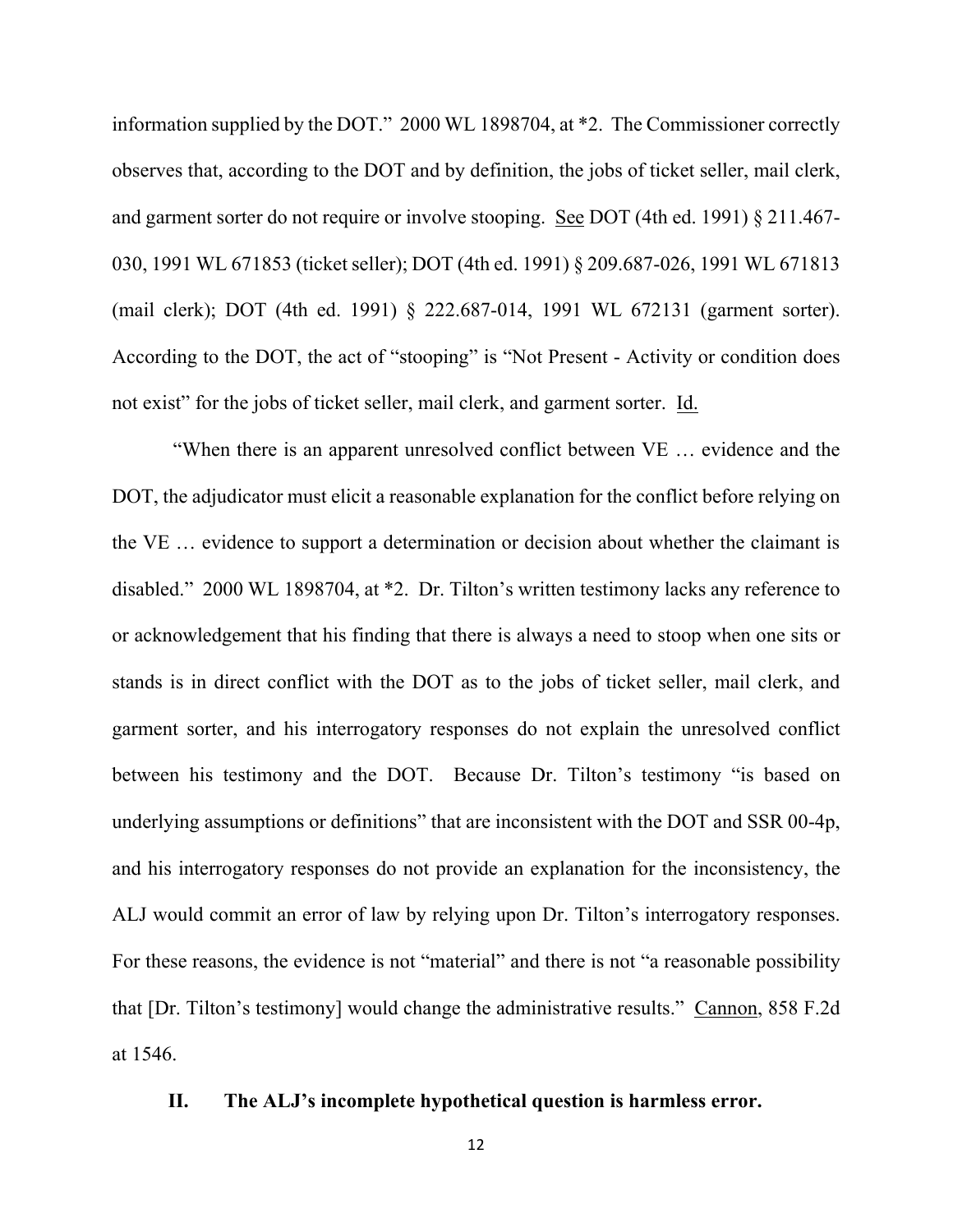information supplied by the DOT." 2000 WL 1898704, at *2. The Commissioner correctly observes that, according to the DOT and by definition, the jobs of ticket seller, mail clerk, and garment sorter do not require or involve stooping. See DOT (4th ed. 1991) § 211.467-030, 1991 WL 671853 (ticket seller); DOT (4th ed. 1991) § 209.687-026, 1991 WL 671813 (mail clerk); DOT (4th ed. 1991) § 222.687-014, 1991 WL 672131 (garment sorter). According to the DOT, the act of "stooping" is "Not Present - Activity or condition does not exist" for the jobs of ticket seller, mail clerk, and garment sorter. Id.

"When there is an apparent unresolved conflict between VE … evidence and the DOT, the adjudicator must elicit a reasonable explanation for the conflict before relying on the VE … evidence to support a determination or decision about whether the claimant is disabled." 2000 WL 1898704, at *2. Dr. Tilton's written testimony lacks any reference to or acknowledgement that his finding that there is always a need to stoop when one sits or stands is in direct conflict with the DOT as to the jobs of ticket seller, mail clerk, and garment sorter, and his interrogatory responses do not explain the unresolved conflict between his testimony and the DOT. Because Dr. Tilton's testimony "is based on underlying assumptions or definitions" that are inconsistent with the DOT and SSR 00-4p, and his interrogatory responses do not provide an explanation for the inconsistency, the ALJ would commit an error of law by relying upon Dr. Tilton's interrogatory responses. For these reasons, the evidence is not "material" and there is not "a reasonable possibility that [Dr. Tilton's testimony] would change the administrative results." Cannon, 858 F.2d at 1546.

## II. The ALJ's incomplete hypothetical question is harmless error.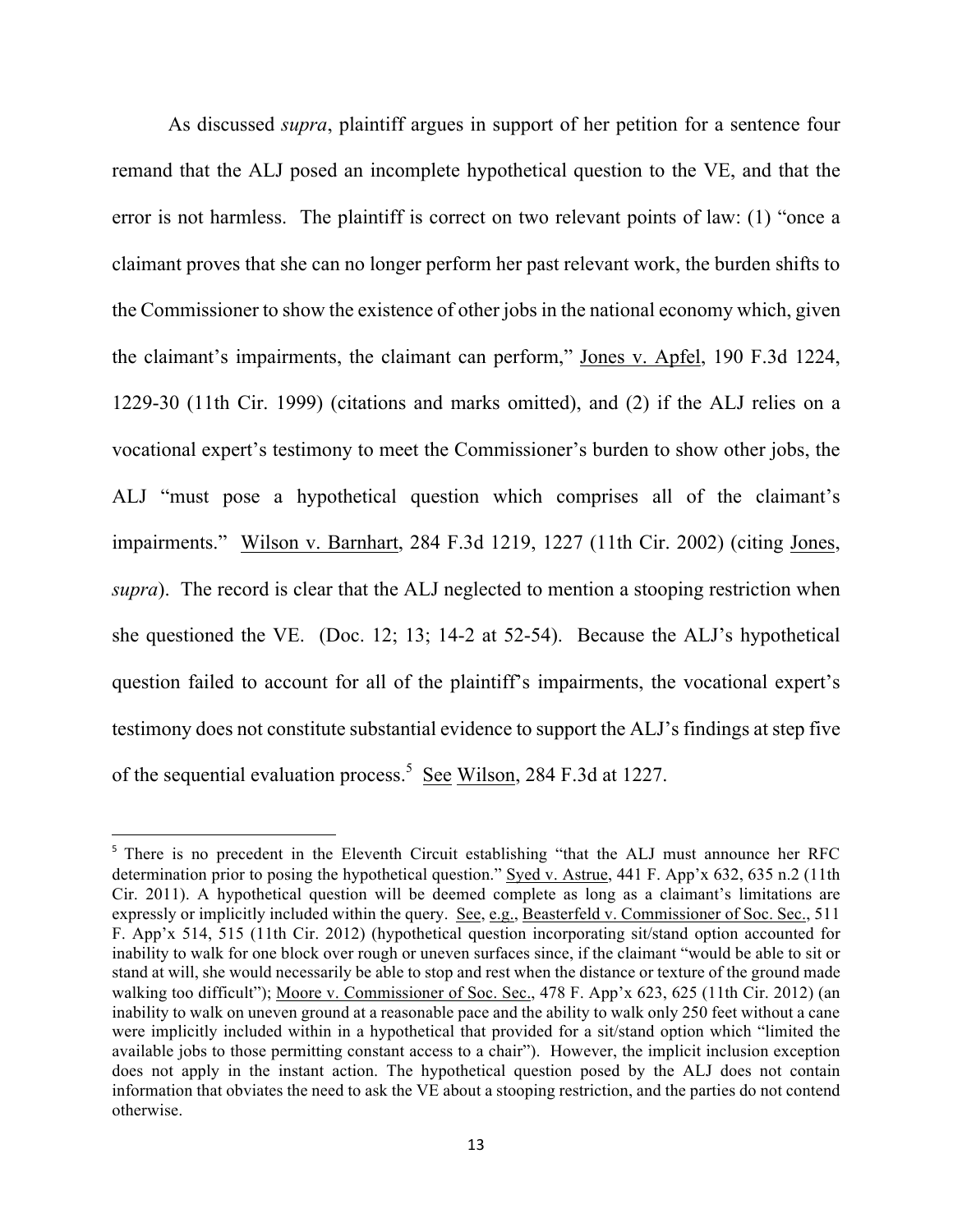As discussed *supra*, plaintiff argues in support of her petition for a sentence four remand that the ALJ posed an incomplete hypothetical question to the VE, and that the error is not harmless. The plaintiff is correct on two relevant points of law: (1) "once a claimant proves that she can no longer perform her past relevant work, the burden shifts to the Commissioner to show the existence of other jobs in the national economy which, given the claimant's impairments, the claimant can perform," Jones v. Apfel, 190 F.3d 1224, 1229-30 (11th Cir. 1999) (citations and marks omitted), and (2) if the ALJ relies on a vocational expert's testimony to meet the Commissioner's burden to show other jobs, the ALJ "must pose a hypothetical question which comprises all of the claimant's impairments." Wilson v. Barnhart, 284 F.3d 1219, 1227 (11th Cir. 2002) (citing Jones, *supra*). The record is clear that the ALJ neglected to mention a stooping restriction when she questioned the VE. (Doc. 12; 13; 14-2 at 52-54). Because the ALJ's hypothetical question failed to account for all of the plaintiff's impairments, the vocational expert's testimony does not constitute substantial evidence to support the ALJ's findings at step five of the sequential evaluation process.[5] See Wilson, 284 F.3d at 1227.

---

[5] There is no precedent in the Eleventh Circuit establishing "that the ALJ must announce her RFC determination prior to posing the hypothetical question." Syed v. Astrue, 441 F. App'x 632, 635 n.2 (11th Cir. 2011). A hypothetical question will be deemed complete as long as a claimant's limitations are expressly or implicitly included within the query. See, e.g., Beasterfeld v. Commissioner of Soc. Sec., 511 F. App'x 514, 515 (11th Cir. 2012) (hypothetical question incorporating sit/stand option accounted for inability to walk for one block over rough or uneven surfaces since, if the claimant "would be able to sit or stand at will, she would necessarily be able to stop and rest when the distance or texture of the ground made walking too difficult"); Moore v. Commissioner of Soc. Sec., 478 F. App'x 623, 625 (11th Cir. 2012) (an inability to walk on uneven ground at a reasonable pace and the ability to walk only 250 feet without a cane were implicitly included within in a hypothetical that provided for a sit/stand option which "limited the available jobs to those permitting constant access to a chair"). However, the implicit inclusion exception does not apply in the instant action. The hypothetical question posed by the ALJ does not contain information that obviates the need to ask the VE about a stooping restriction, and the parties do not contend otherwise.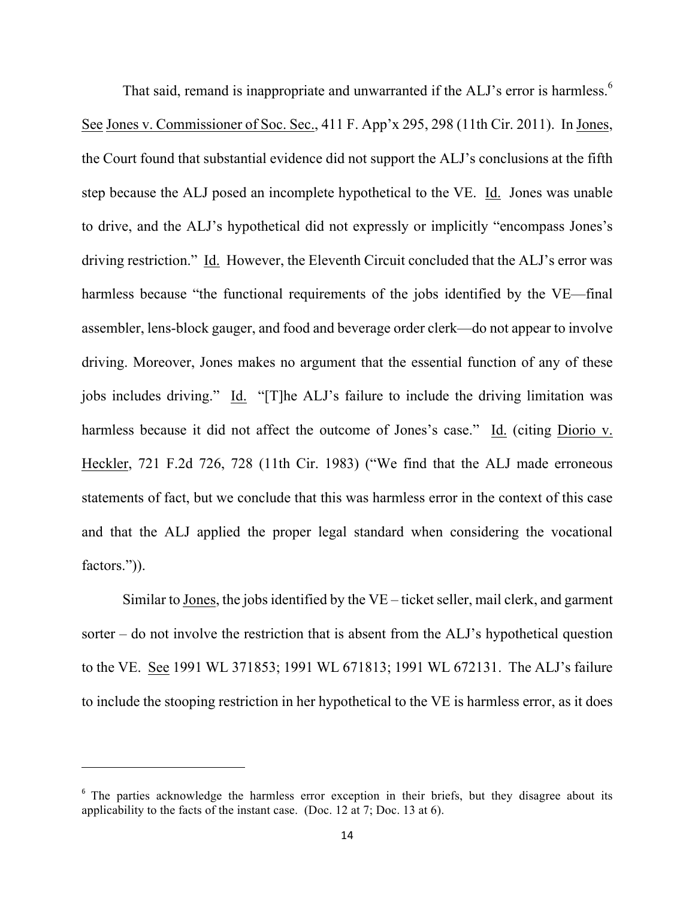That said, remand is inappropriate and unwarranted if the ALJ's error is harmless.[6] See Jones v. Commissioner of Soc. Sec., 411 F. App'x 295, 298 (11th Cir. 2011). In Jones, the Court found that substantial evidence did not support the ALJ's conclusions at the fifth step because the ALJ posed an incomplete hypothetical to the VE. Id. Jones was unable to drive, and the ALJ's hypothetical did not expressly or implicitly "encompass Jones's driving restriction." Id. However, the Eleventh Circuit concluded that the ALJ's error was harmless because "the functional requirements of the jobs identified by the VE—final assembler, lens-block gauger, and food and beverage order clerk—do not appear to involve driving. Moreover, Jones makes no argument that the essential function of any of these jobs includes driving." Id. "[T]he ALJ's failure to include the driving limitation was harmless because it did not affect the outcome of Jones's case." Id. (citing Diorio v. Heckler, 721 F.2d 726, 728 (11th Cir. 1983) ("We find that the ALJ made erroneous statements of fact, but we conclude that this was harmless error in the context of this case and that the ALJ applied the proper legal standard when considering the vocational factors.")).

Similar to Jones, the jobs identified by the VE – ticket seller, mail clerk, and garment sorter – do not involve the restriction that is absent from the ALJ's hypothetical question to the VE. See 1991 WL 371853; 1991 WL 671813; 1991 WL 672131. The ALJ's failure to include the stooping restriction in her hypothetical to the VE is harmless error, as it does

---

[6] The parties acknowledge the harmless error exception in their briefs, but they disagree about its applicability to the facts of the instant case. (Doc. 12 at 7; Doc. 13 at 6).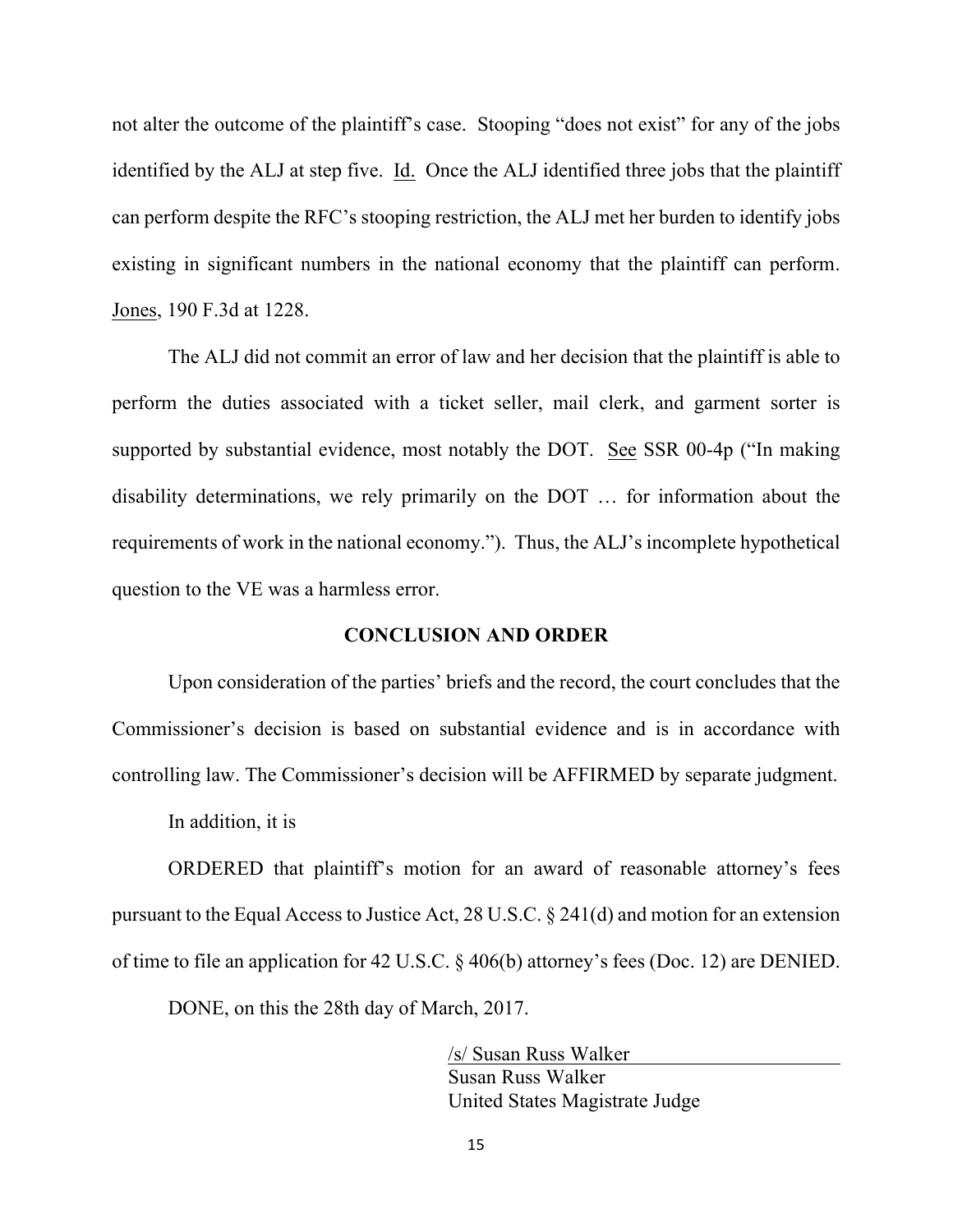not alter the outcome of the plaintiff's case. Stooping "does not exist" for any of the jobs identified by the ALJ at step five. Id. Once the ALJ identified three jobs that the plaintiff can perform despite the RFC's stooping restriction, the ALJ met her burden to identify jobs existing in significant numbers in the national economy that the plaintiff can perform. Jones, 190 F.3d at 1228.

The ALJ did not commit an error of law and her decision that the plaintiff is able to perform the duties associated with a ticket seller, mail clerk, and garment sorter is supported by substantial evidence, most notably the DOT. See SSR 00-4p ("In making disability determinations, we rely primarily on the DOT … for information about the requirements of work in the national economy."). Thus, the ALJ's incomplete hypothetical question to the VE was a harmless error.

## CONCLUSION AND ORDER

Upon consideration of the parties' briefs and the record, the court concludes that the Commissioner's decision is based on substantial evidence and is in accordance with controlling law. The Commissioner's decision will be AFFIRMED by separate judgment.

In addition, it is

ORDERED that plaintiff's motion for an award of reasonable attorney's fees pursuant to the Equal Access to Justice Act, 28 U.S.C. § 241(d) and motion for an extension of time to file an application for 42 U.S.C. § 406(b) attorney's fees (Doc. 12) are DENIED.

DONE, on this the 28th day of March, 2017.

/s/ Susan Russ Walker
Susan Russ Walker
United States Magistrate Judge